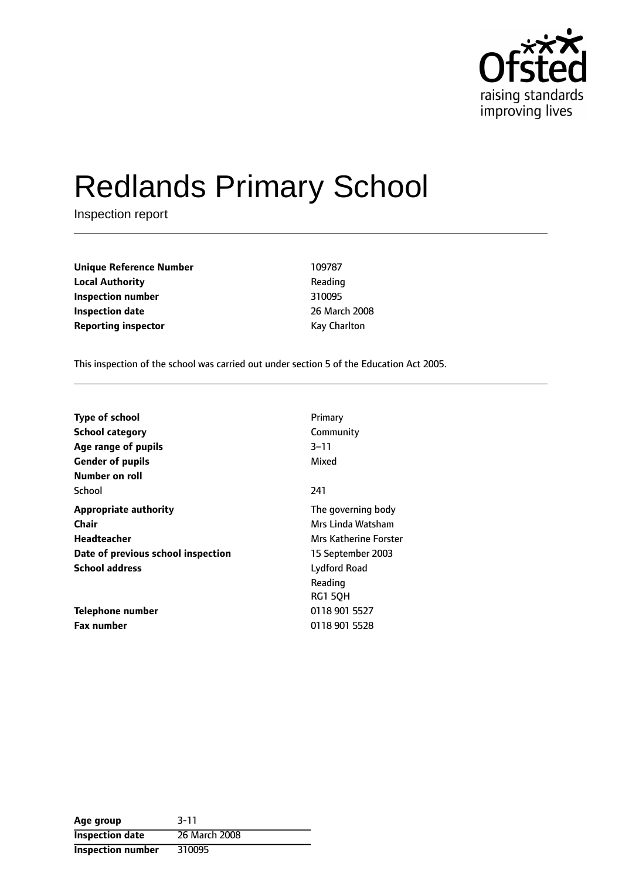Ofsted
raising standards
improving lives

# Redlands Primary School

Inspection report

| | |
|---|---|
| **Unique Reference Number** | 109787 |
| **Local Authority** | Reading |
| **Inspection number** | 310095 |
| **Inspection date** | 26 March 2008 |
| **Reporting inspector** | Kay Charlton |

This inspection of the school was carried out under section 5 of the Education Act 2005.

| | |
|---|---|
| **Type of school** | Primary |
| **School category** | Community |
| **Age range of pupils** | 3–11 |
| **Gender of pupils** | Mixed |
| **Number on roll** | |
| School | 241 |
| **Appropriate authority** | The governing body |
| **Chair** | Mrs Linda Watsham |
| **Headteacher** | Mrs Katherine Forster |
| **Date of previous school inspection** | 15 September 2003 |
| **School address** | Lydford Road<br>Reading<br>RG1 5QH |
| **Telephone number** | 0118 901 5527 |
| **Fax number** | 0118 901 5528 |

| | |
|---|---|
| **Age group** | 3-11 |
| **Inspection date** | 26 March 2008 |
| **Inspection number** | 310095 |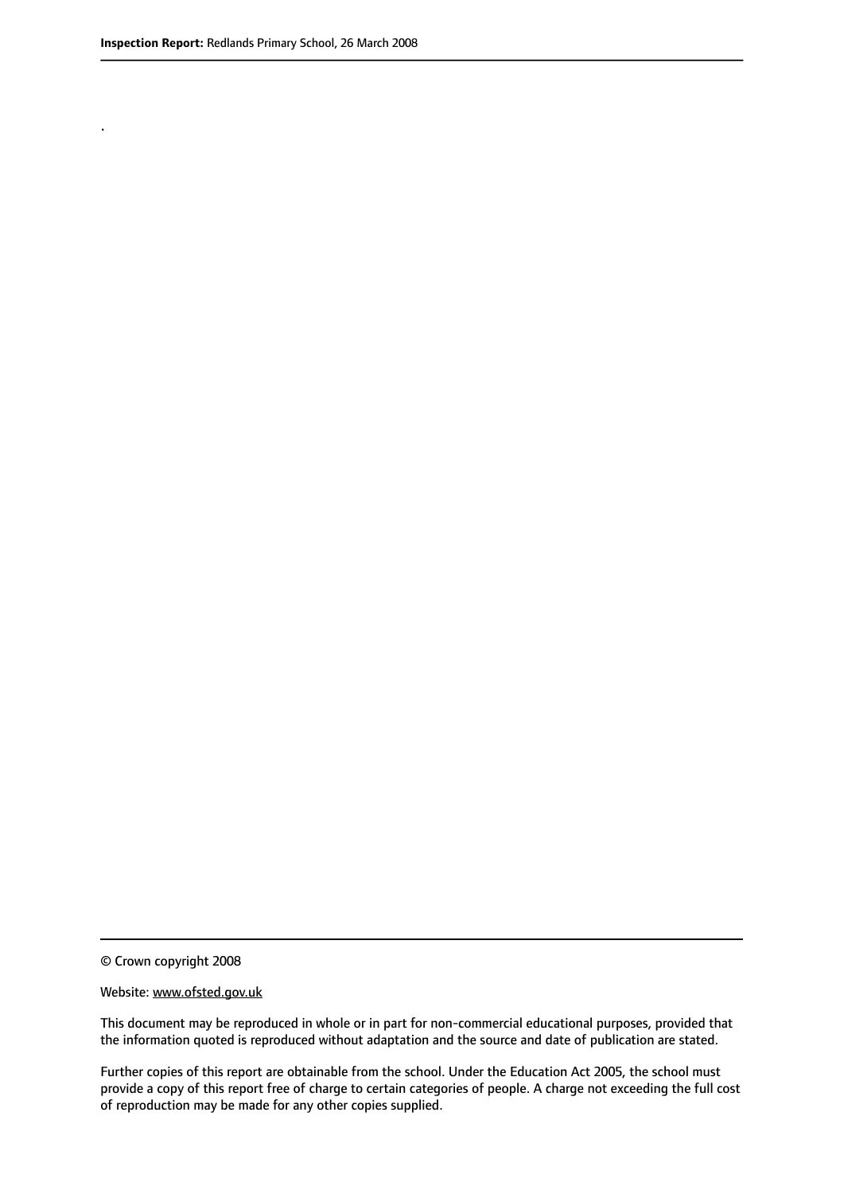.

© Crown copyright 2008

Website: www.ofsted.gov.uk

This document may be reproduced in whole or in part for non-commercial educational purposes, provided that the information quoted is reproduced without adaptation and the source and date of publication are stated.

Further copies of this report are obtainable from the school. Under the Education Act 2005, the school must provide a copy of this report free of charge to certain categories of people. A charge not exceeding the full cost of reproduction may be made for any other copies supplied.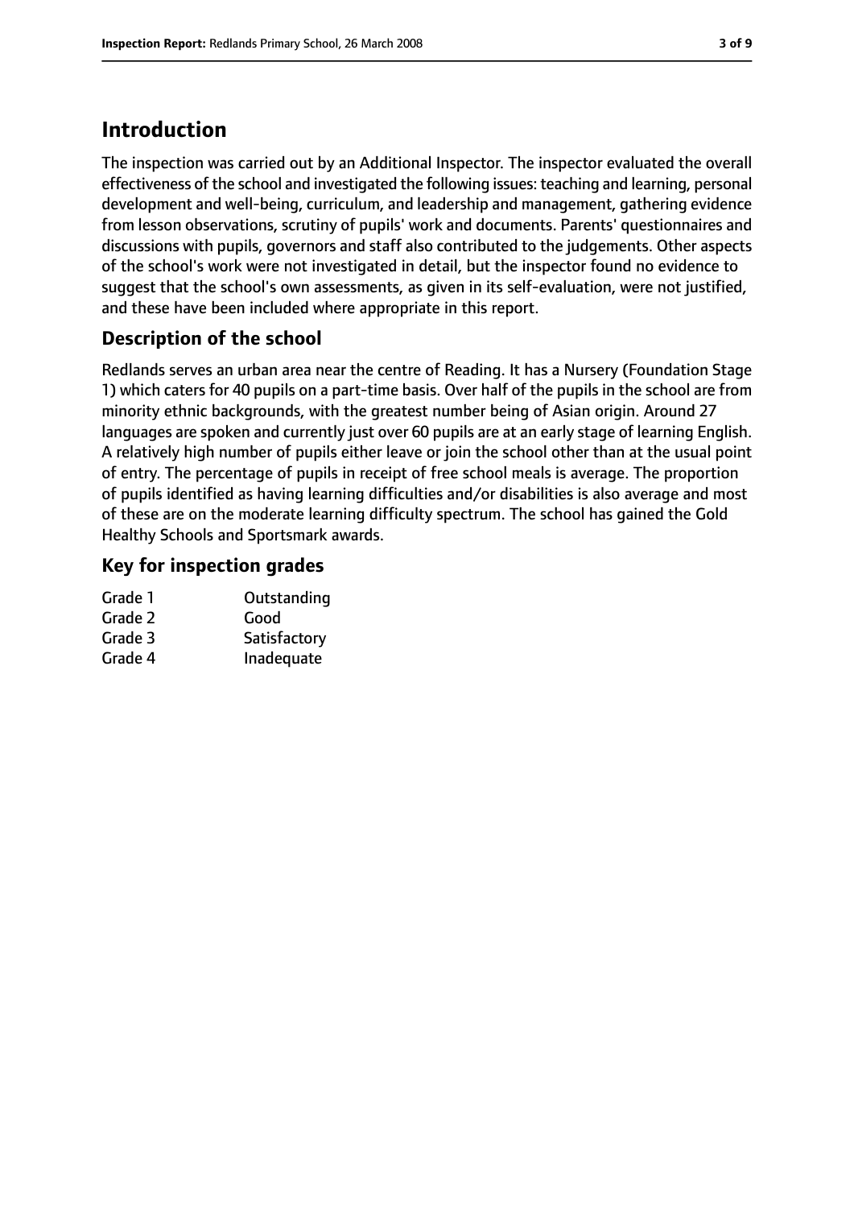# Introduction

The inspection was carried out by an Additional Inspector. The inspector evaluated the overall effectiveness of the school and investigated the following issues: teaching and learning, personal development and well-being, curriculum, and leadership and management, gathering evidence from lesson observations, scrutiny of pupils' work and documents. Parents' questionnaires and discussions with pupils, governors and staff also contributed to the judgements. Other aspects of the school's work were not investigated in detail, but the inspector found no evidence to suggest that the school's own assessments, as given in its self-evaluation, were not justified, and these have been included where appropriate in this report.

## Description of the school

Redlands serves an urban area near the centre of Reading. It has a Nursery (Foundation Stage 1) which caters for 40 pupils on a part-time basis. Over half of the pupils in the school are from minority ethnic backgrounds, with the greatest number being of Asian origin. Around 27 languages are spoken and currently just over 60 pupils are at an early stage of learning English. A relatively high number of pupils either leave or join the school other than at the usual point of entry. The percentage of pupils in receipt of free school meals is average. The proportion of pupils identified as having learning difficulties and/or disabilities is also average and most of these are on the moderate learning difficulty spectrum. The school has gained the Gold Healthy Schools and Sportsmark awards.

## Key for inspection grades

| | |
|---|---|
| Grade 1 | Outstanding |
| Grade 2 | Good |
| Grade 3 | Satisfactory |
| Grade 4 | Inadequate |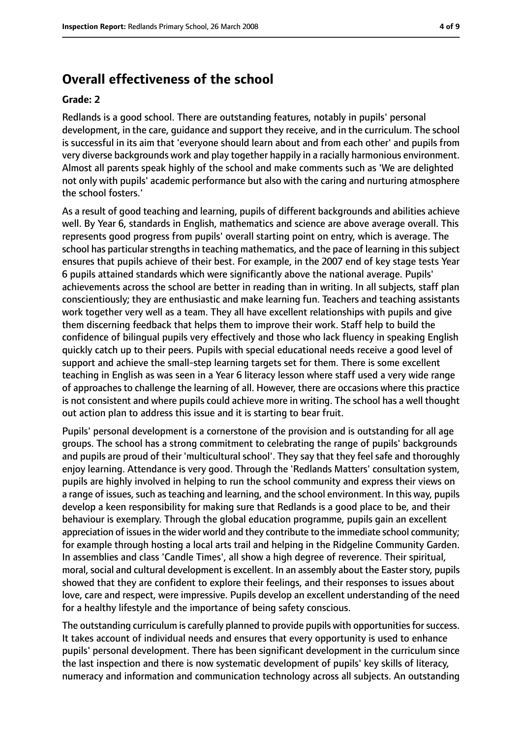## Overall effectiveness of the school

### Grade: 2

Redlands is a good school. There are outstanding features, notably in pupils' personal development, in the care, guidance and support they receive, and in the curriculum. The school is successful in its aim that 'everyone should learn about and from each other' and pupils from very diverse backgrounds work and play together happily in a racially harmonious environment. Almost all parents speak highly of the school and make comments such as 'We are delighted not only with pupils' academic performance but also with the caring and nurturing atmosphere the school fosters.'

As a result of good teaching and learning, pupils of different backgrounds and abilities achieve well. By Year 6, standards in English, mathematics and science are above average overall. This represents good progress from pupils' overall starting point on entry, which is average. The school has particular strengths in teaching mathematics, and the pace of learning in this subject ensures that pupils achieve of their best. For example, in the 2007 end of key stage tests Year 6 pupils attained standards which were significantly above the national average. Pupils' achievements across the school are better in reading than in writing. In all subjects, staff plan conscientiously; they are enthusiastic and make learning fun. Teachers and teaching assistants work together very well as a team. They all have excellent relationships with pupils and give them discerning feedback that helps them to improve their work. Staff help to build the confidence of bilingual pupils very effectively and those who lack fluency in speaking English quickly catch up to their peers. Pupils with special educational needs receive a good level of support and achieve the small-step learning targets set for them. There is some excellent teaching in English as was seen in a Year 6 literacy lesson where staff used a very wide range of approaches to challenge the learning of all. However, there are occasions where this practice is not consistent and where pupils could achieve more in writing. The school has a well thought out action plan to address this issue and it is starting to bear fruit.

Pupils' personal development is a cornerstone of the provision and is outstanding for all age groups. The school has a strong commitment to celebrating the range of pupils' backgrounds and pupils are proud of their 'multicultural school'. They say that they feel safe and thoroughly enjoy learning. Attendance is very good. Through the 'Redlands Matters' consultation system, pupils are highly involved in helping to run the school community and express their views on a range of issues, such as teaching and learning, and the school environment. In this way, pupils develop a keen responsibility for making sure that Redlands is a good place to be, and their behaviour is exemplary. Through the global education programme, pupils gain an excellent appreciation of issues in the wider world and they contribute to the immediate school community; for example through hosting a local arts trail and helping in the Ridgeline Community Garden. In assemblies and class 'Candle Times', all show a high degree of reverence. Their spiritual, moral, social and cultural development is excellent. In an assembly about the Easter story, pupils showed that they are confident to explore their feelings, and their responses to issues about love, care and respect, were impressive. Pupils develop an excellent understanding of the need for a healthy lifestyle and the importance of being safety conscious.

The outstanding curriculum is carefully planned to provide pupils with opportunities for success. It takes account of individual needs and ensures that every opportunity is used to enhance pupils' personal development. There has been significant development in the curriculum since the last inspection and there is now systematic development of pupils' key skills of literacy, numeracy and information and communication technology across all subjects. An outstanding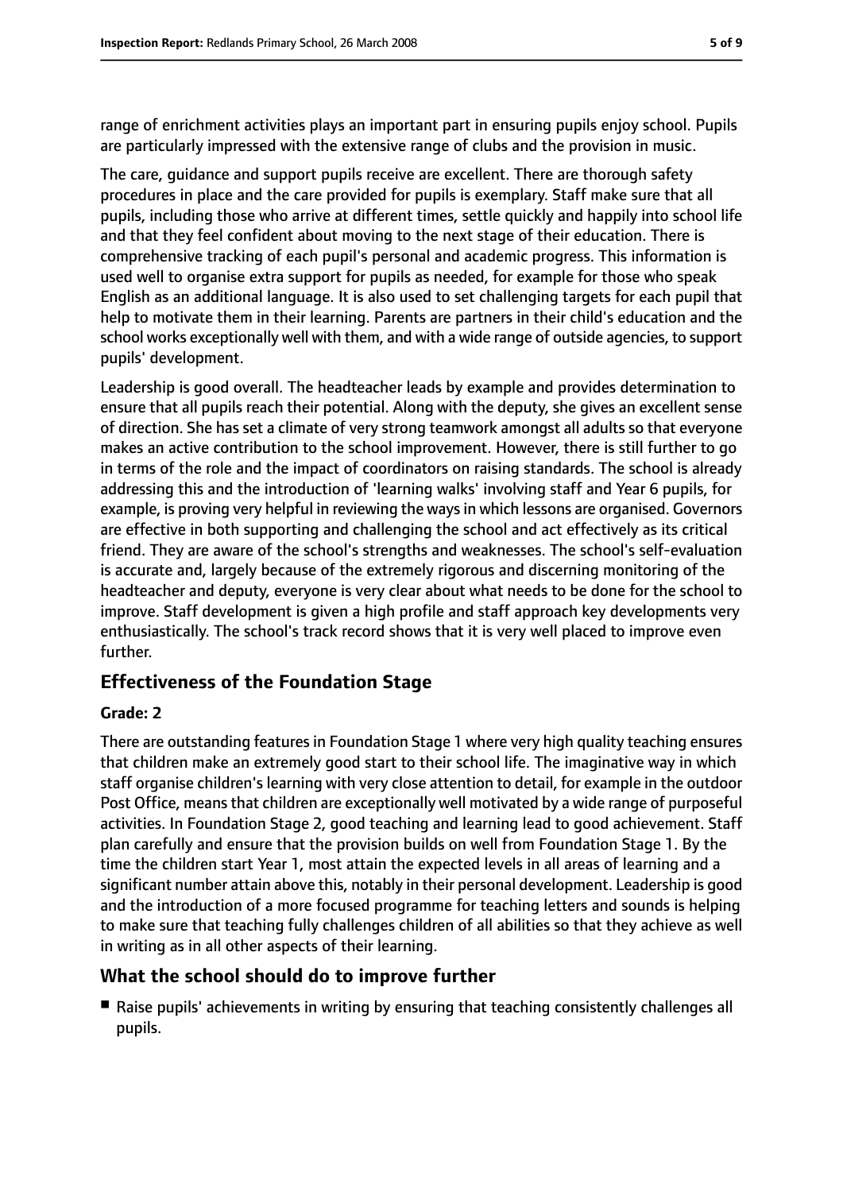range of enrichment activities plays an important part in ensuring pupils enjoy school. Pupils are particularly impressed with the extensive range of clubs and the provision in music.

The care, guidance and support pupils receive are excellent. There are thorough safety procedures in place and the care provided for pupils is exemplary. Staff make sure that all pupils, including those who arrive at different times, settle quickly and happily into school life and that they feel confident about moving to the next stage of their education. There is comprehensive tracking of each pupil's personal and academic progress. This information is used well to organise extra support for pupils as needed, for example for those who speak English as an additional language. It is also used to set challenging targets for each pupil that help to motivate them in their learning. Parents are partners in their child's education and the school works exceptionally well with them, and with a wide range of outside agencies, to support pupils' development.

Leadership is good overall. The headteacher leads by example and provides determination to ensure that all pupils reach their potential. Along with the deputy, she gives an excellent sense of direction. She has set a climate of very strong teamwork amongst all adults so that everyone makes an active contribution to the school improvement. However, there is still further to go in terms of the role and the impact of coordinators on raising standards. The school is already addressing this and the introduction of 'learning walks' involving staff and Year 6 pupils, for example, is proving very helpful in reviewing the ways in which lessons are organised. Governors are effective in both supporting and challenging the school and act effectively as its critical friend. They are aware of the school's strengths and weaknesses. The school's self-evaluation is accurate and, largely because of the extremely rigorous and discerning monitoring of the headteacher and deputy, everyone is very clear about what needs to be done for the school to improve. Staff development is given a high profile and staff approach key developments very enthusiastically. The school's track record shows that it is very well placed to improve even further.

## Effectiveness of the Foundation Stage

**Grade: 2**

There are outstanding features in Foundation Stage 1 where very high quality teaching ensures that children make an extremely good start to their school life. The imaginative way in which staff organise children's learning with very close attention to detail, for example in the outdoor Post Office, means that children are exceptionally well motivated by a wide range of purposeful activities. In Foundation Stage 2, good teaching and learning lead to good achievement. Staff plan carefully and ensure that the provision builds on well from Foundation Stage 1. By the time the children start Year 1, most attain the expected levels in all areas of learning and a significant number attain above this, notably in their personal development. Leadership is good and the introduction of a more focused programme for teaching letters and sounds is helping to make sure that teaching fully challenges children of all abilities so that they achieve as well in writing as in all other aspects of their learning.

## What the school should do to improve further

- Raise pupils' achievements in writing by ensuring that teaching consistently challenges all pupils.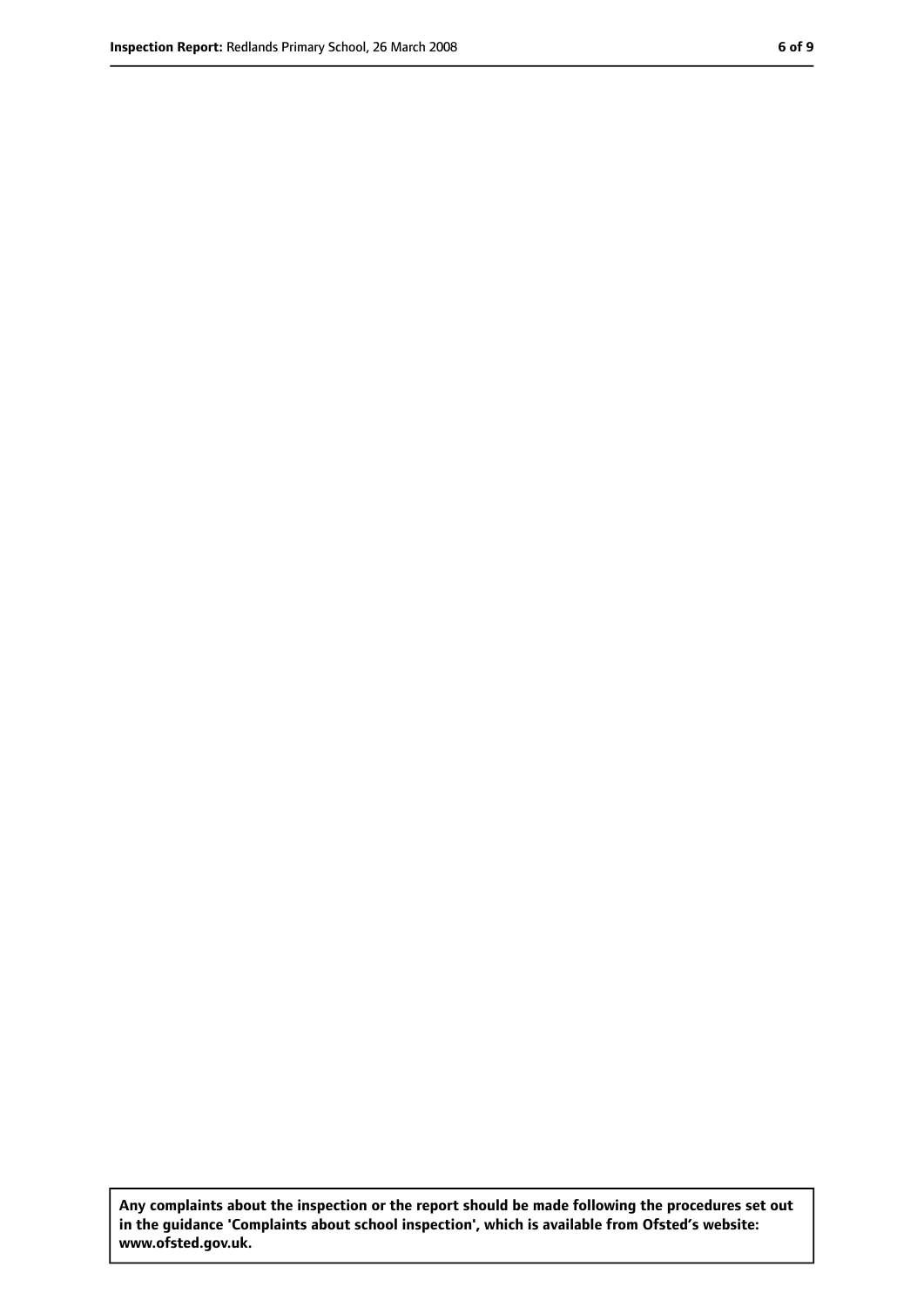**Any complaints about the inspection or the report should be made following the procedures set out in the guidance 'Complaints about school inspection', which is available from Ofsted's website: www.ofsted.gov.uk.**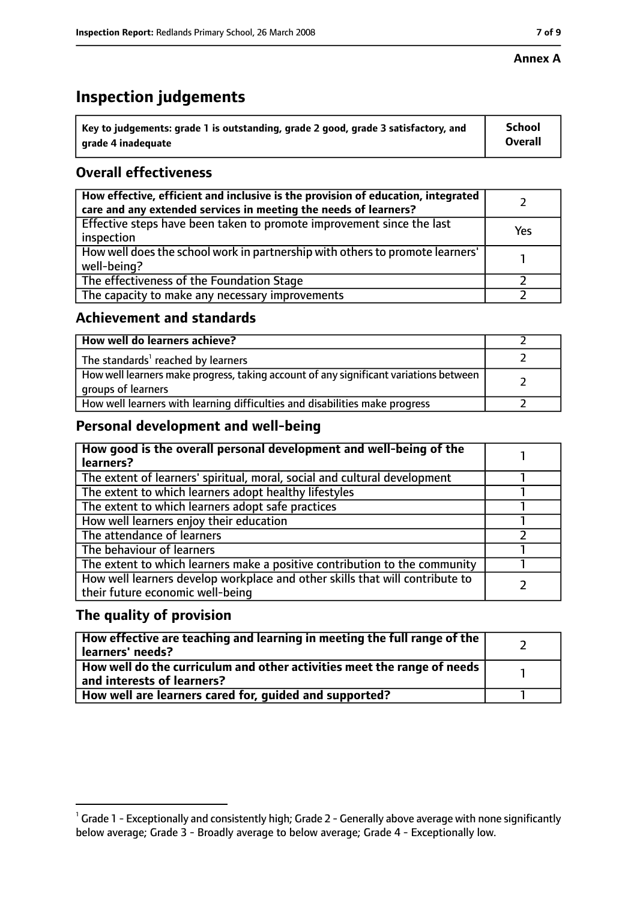**Annex A**

# Inspection judgements

| Key to judgements: grade 1 is outstanding, grade 2 good, grade 3 satisfactory, and grade 4 inadequate | School Overall |
|---|---|

## Overall effectiveness

| | |
|---|---|
| **How effective, efficient and inclusive is the provision of education, integrated care and any extended services in meeting the needs of learners?** | 2 |
| Effective steps have been taken to promote improvement since the last inspection | Yes |
| How well does the school work in partnership with others to promote learners' well-being? | 1 |
| The effectiveness of the Foundation Stage | 2 |
| The capacity to make any necessary improvements | 2 |

## Achievement and standards

| | |
|---|---|
| **How well do learners achieve?** | 2 |
| The standards[1] reached by learners | 2 |
| How well learners make progress, taking account of any significant variations between groups of learners | 2 |
| How well learners with learning difficulties and disabilities make progress | 2 |

## Personal development and well-being

| | |
|---|---|
| **How good is the overall personal development and well-being of the learners?** | 1 |
| The extent of learners' spiritual, moral, social and cultural development | 1 |
| The extent to which learners adopt healthy lifestyles | 1 |
| The extent to which learners adopt safe practices | 1 |
| How well learners enjoy their education | 1 |
| The attendance of learners | 2 |
| The behaviour of learners | 1 |
| The extent to which learners make a positive contribution to the community | 1 |
| How well learners develop workplace and other skills that will contribute to their future economic well-being | 2 |

## The quality of provision

| | |
|---|---|
| **How effective are teaching and learning in meeting the full range of the learners' needs?** | 2 |
| **How well do the curriculum and other activities meet the range of needs and interests of learners?** | 1 |
| **How well are learners cared for, guided and supported?** | 1 |

[1] Grade 1 - Exceptionally and consistently high; Grade 2 - Generally above average with none significantly below average; Grade 3 - Broadly average to below average; Grade 4 - Exceptionally low.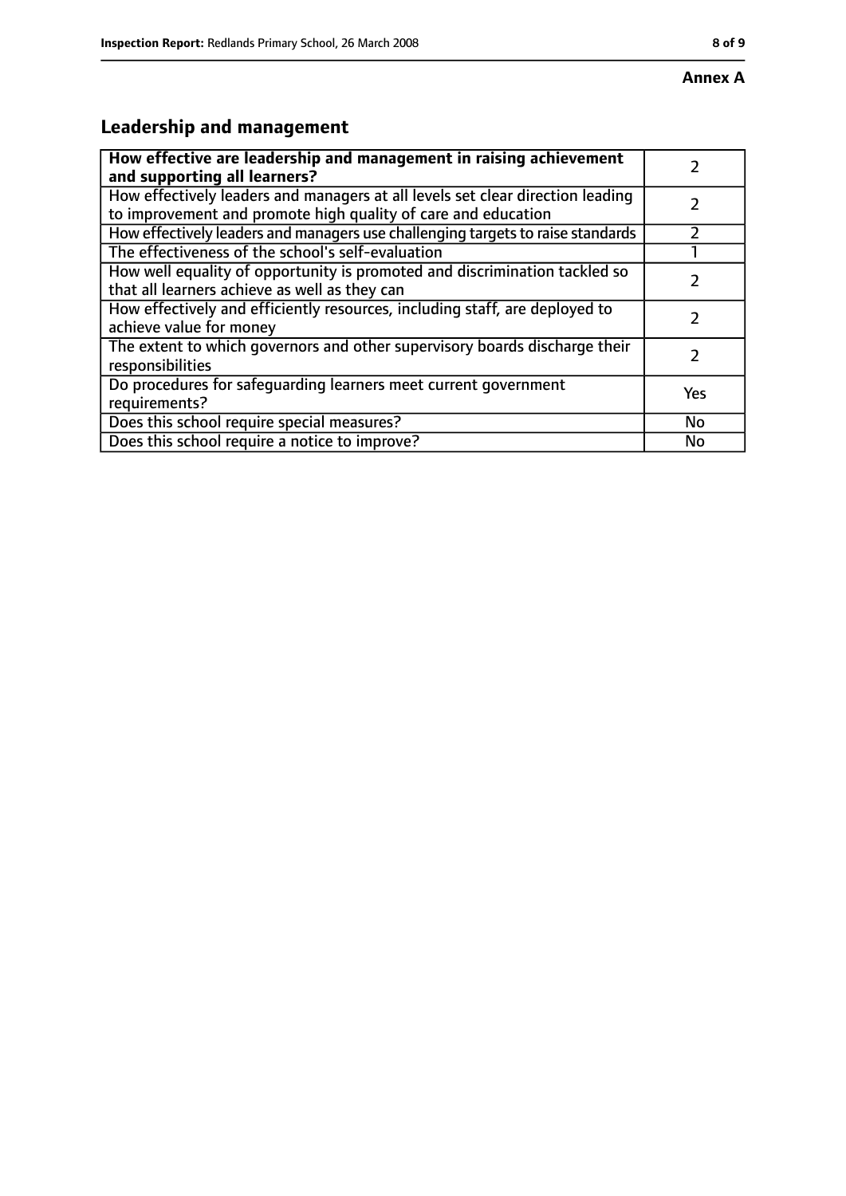**Annex A**

## Leadership and management

| **How effective are leadership and management in raising achievement and supporting all learners?** | 2 |
|---|---|
| How effectively leaders and managers at all levels set clear direction leading to improvement and promote high quality of care and education | 2 |
| How effectively leaders and managers use challenging targets to raise standards | 2 |
| The effectiveness of the school's self-evaluation | 1 |
| How well equality of opportunity is promoted and discrimination tackled so that all learners achieve as well as they can | 2 |
| How effectively and efficiently resources, including staff, are deployed to achieve value for money | 2 |
| The extent to which governors and other supervisory boards discharge their responsibilities | 2 |
| Do procedures for safeguarding learners meet current government requirements? | Yes |
| Does this school require special measures? | No |
| Does this school require a notice to improve? | No |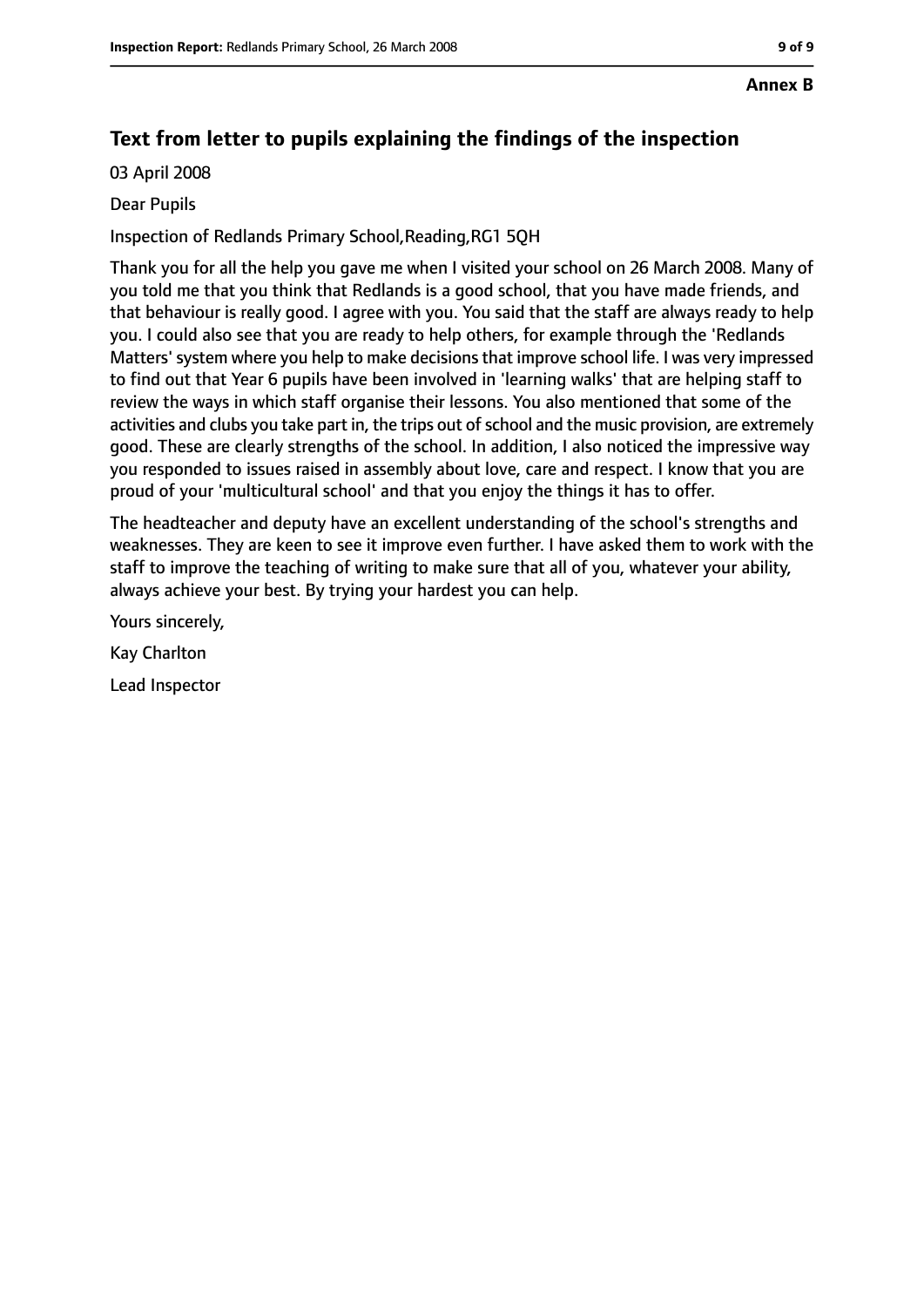**Annex B**

## Text from letter to pupils explaining the findings of the inspection

03 April 2008

Dear Pupils

Inspection of Redlands Primary School,Reading,RG1 5QH

Thank you for all the help you gave me when I visited your school on 26 March 2008. Many of you told me that you think that Redlands is a good school, that you have made friends, and that behaviour is really good. I agree with you. You said that the staff are always ready to help you. I could also see that you are ready to help others, for example through the 'Redlands Matters' system where you help to make decisions that improve school life. I was very impressed to find out that Year 6 pupils have been involved in 'learning walks' that are helping staff to review the ways in which staff organise their lessons. You also mentioned that some of the activities and clubs you take part in, the trips out of school and the music provision, are extremely good. These are clearly strengths of the school. In addition, I also noticed the impressive way you responded to issues raised in assembly about love, care and respect. I know that you are proud of your 'multicultural school' and that you enjoy the things it has to offer.

The headteacher and deputy have an excellent understanding of the school's strengths and weaknesses. They are keen to see it improve even further. I have asked them to work with the staff to improve the teaching of writing to make sure that all of you, whatever your ability, always achieve your best. By trying your hardest you can help.

Yours sincerely,

Kay Charlton

Lead Inspector